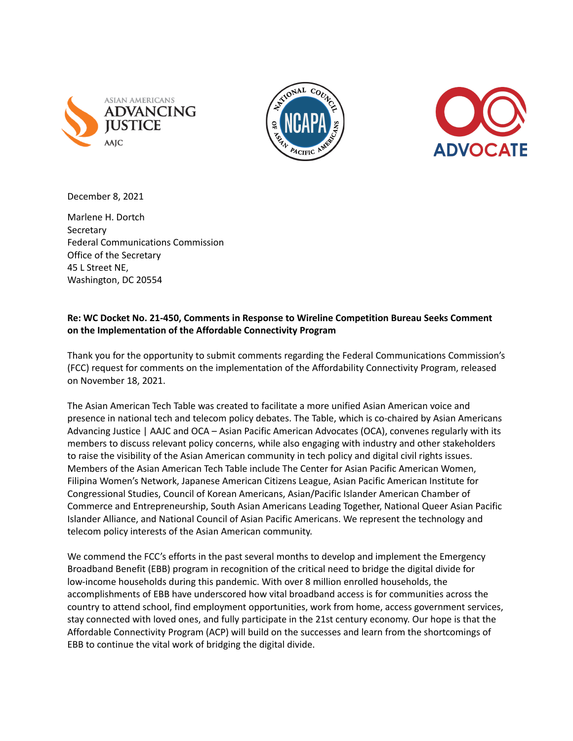December 8, 2021

Marlene H. Dortch
Secretary
Federal Communications Commission
Office of the Secretary
45 L Street NE,
Washington, DC 20554

**Re: WC Docket No. 21-450, Comments in Response to Wireline Competition Bureau Seeks Comment on the Implementation of the Affordable Connectivity Program**

Thank you for the opportunity to submit comments regarding the Federal Communications Commission's (FCC) request for comments on the implementation of the Affordability Connectivity Program, released on November 18, 2021.

The Asian American Tech Table was created to facilitate a more unified Asian American voice and presence in national tech and telecom policy debates. The Table, which is co-chaired by Asian Americans Advancing Justice | AAJC and OCA – Asian Pacific American Advocates (OCA), convenes regularly with its members to discuss relevant policy concerns, while also engaging with industry and other stakeholders to raise the visibility of the Asian American community in tech policy and digital civil rights issues. Members of the Asian American Tech Table include The Center for Asian Pacific American Women, Filipina Women's Network, Japanese American Citizens League, Asian Pacific American Institute for Congressional Studies, Council of Korean Americans, Asian/Pacific Islander American Chamber of Commerce and Entrepreneurship, South Asian Americans Leading Together, National Queer Asian Pacific Islander Alliance, and National Council of Asian Pacific Americans. We represent the technology and telecom policy interests of the Asian American community.

We commend the FCC's efforts in the past several months to develop and implement the Emergency Broadband Benefit (EBB) program in recognition of the critical need to bridge the digital divide for low-income households during this pandemic. With over 8 million enrolled households, the accomplishments of EBB have underscored how vital broadband access is for communities across the country to attend school, find employment opportunities, work from home, access government services, stay connected with loved ones, and fully participate in the 21st century economy. Our hope is that the Affordable Connectivity Program (ACP) will build on the successes and learn from the shortcomings of EBB to continue the vital work of bridging the digital divide.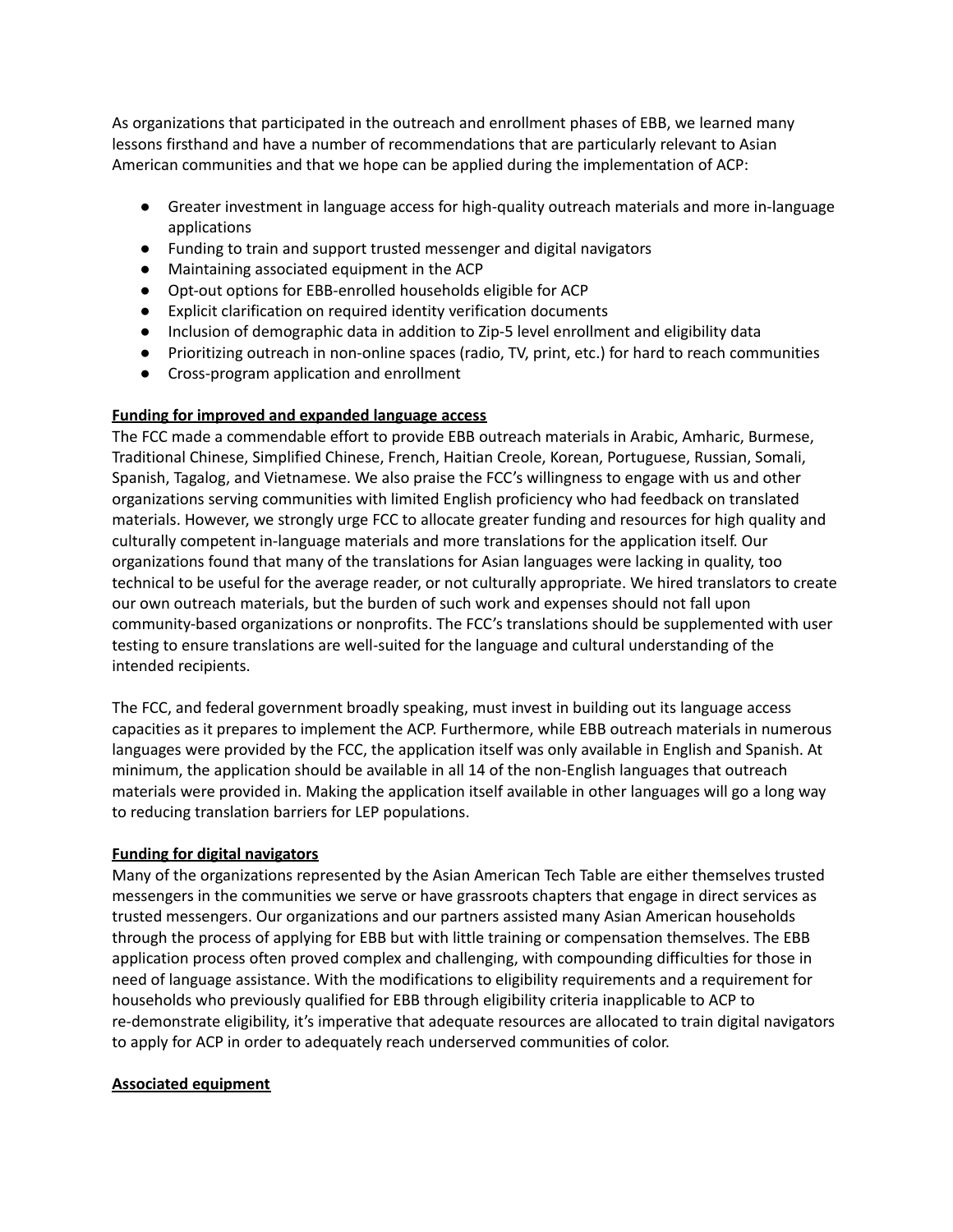As organizations that participated in the outreach and enrollment phases of EBB, we learned many lessons firsthand and have a number of recommendations that are particularly relevant to Asian American communities and that we hope can be applied during the implementation of ACP:

- Greater investment in language access for high-quality outreach materials and more in-language applications
- Funding to train and support trusted messenger and digital navigators
- Maintaining associated equipment in the ACP
- Opt-out options for EBB-enrolled households eligible for ACP
- Explicit clarification on required identity verification documents
- Inclusion of demographic data in addition to Zip-5 level enrollment and eligibility data
- Prioritizing outreach in non-online spaces (radio, TV, print, etc.) for hard to reach communities
- Cross-program application and enrollment

**Funding for improved and expanded language access**

The FCC made a commendable effort to provide EBB outreach materials in Arabic, Amharic, Burmese, Traditional Chinese, Simplified Chinese, French, Haitian Creole, Korean, Portuguese, Russian, Somali, Spanish, Tagalog, and Vietnamese. We also praise the FCC's willingness to engage with us and other organizations serving communities with limited English proficiency who had feedback on translated materials. However, we strongly urge FCC to allocate greater funding and resources for high quality and culturally competent in-language materials and more translations for the application itself. Our organizations found that many of the translations for Asian languages were lacking in quality, too technical to be useful for the average reader, or not culturally appropriate. We hired translators to create our own outreach materials, but the burden of such work and expenses should not fall upon community-based organizations or nonprofits. The FCC's translations should be supplemented with user testing to ensure translations are well-suited for the language and cultural understanding of the intended recipients.

The FCC, and federal government broadly speaking, must invest in building out its language access capacities as it prepares to implement the ACP. Furthermore, while EBB outreach materials in numerous languages were provided by the FCC, the application itself was only available in English and Spanish. At minimum, the application should be available in all 14 of the non-English languages that outreach materials were provided in. Making the application itself available in other languages will go a long way to reducing translation barriers for LEP populations.

**Funding for digital navigators**

Many of the organizations represented by the Asian American Tech Table are either themselves trusted messengers in the communities we serve or have grassroots chapters that engage in direct services as trusted messengers. Our organizations and our partners assisted many Asian American households through the process of applying for EBB but with little training or compensation themselves. The EBB application process often proved complex and challenging, with compounding difficulties for those in need of language assistance. With the modifications to eligibility requirements and a requirement for households who previously qualified for EBB through eligibility criteria inapplicable to ACP to re-demonstrate eligibility, it's imperative that adequate resources are allocated to train digital navigators to apply for ACP in order to adequately reach underserved communities of color.

**Associated equipment**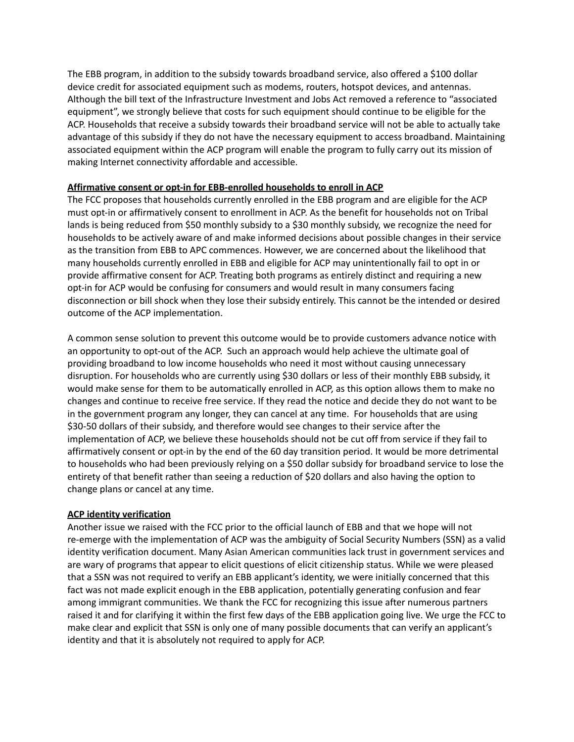The EBB program, in addition to the subsidy towards broadband service, also offered a $100 dollar device credit for associated equipment such as modems, routers, hotspot devices, and antennas. Although the bill text of the Infrastructure Investment and Jobs Act removed a reference to "associated equipment", we strongly believe that costs for such equipment should continue to be eligible for the ACP. Households that receive a subsidy towards their broadband service will not be able to actually take advantage of this subsidy if they do not have the necessary equipment to access broadband. Maintaining associated equipment within the ACP program will enable the program to fully carry out its mission of making Internet connectivity affordable and accessible.

**Affirmative consent or opt-in for EBB-enrolled households to enroll in ACP**

The FCC proposes that households currently enrolled in the EBB program and are eligible for the ACP must opt-in or affirmatively consent to enrollment in ACP. As the benefit for households not on Tribal lands is being reduced from $50 monthly subsidy to a $30 monthly subsidy, we recognize the need for households to be actively aware of and make informed decisions about possible changes in their service as the transition from EBB to APC commences. However, we are concerned about the likelihood that many households currently enrolled in EBB and eligible for ACP may unintentionally fail to opt in or provide affirmative consent for ACP. Treating both programs as entirely distinct and requiring a new opt-in for ACP would be confusing for consumers and would result in many consumers facing disconnection or bill shock when they lose their subsidy entirely. This cannot be the intended or desired outcome of the ACP implementation.

A common sense solution to prevent this outcome would be to provide customers advance notice with an opportunity to opt-out of the ACP. Such an approach would help achieve the ultimate goal of providing broadband to low income households who need it most without causing unnecessary disruption. For households who are currently using $30 dollars or less of their monthly EBB subsidy, it would make sense for them to be automatically enrolled in ACP, as this option allows them to make no changes and continue to receive free service. If they read the notice and decide they do not want to be in the government program any longer, they can cancel at any time. For households that are using $30-50 dollars of their subsidy, and therefore would see changes to their service after the implementation of ACP, we believe these households should not be cut off from service if they fail to affirmatively consent or opt-in by the end of the 60 day transition period. It would be more detrimental to households who had been previously relying on a $50 dollar subsidy for broadband service to lose the entirety of that benefit rather than seeing a reduction of $20 dollars and also having the option to change plans or cancel at any time.

**ACP identity verification**

Another issue we raised with the FCC prior to the official launch of EBB and that we hope will not re-emerge with the implementation of ACP was the ambiguity of Social Security Numbers (SSN) as a valid identity verification document. Many Asian American communities lack trust in government services and are wary of programs that appear to elicit questions of elicit citizenship status. While we were pleased that a SSN was not required to verify an EBB applicant's identity, we were initially concerned that this fact was not made explicit enough in the EBB application, potentially generating confusion and fear among immigrant communities. We thank the FCC for recognizing this issue after numerous partners raised it and for clarifying it within the first few days of the EBB application going live. We urge the FCC to make clear and explicit that SSN is only one of many possible documents that can verify an applicant's identity and that it is absolutely not required to apply for ACP.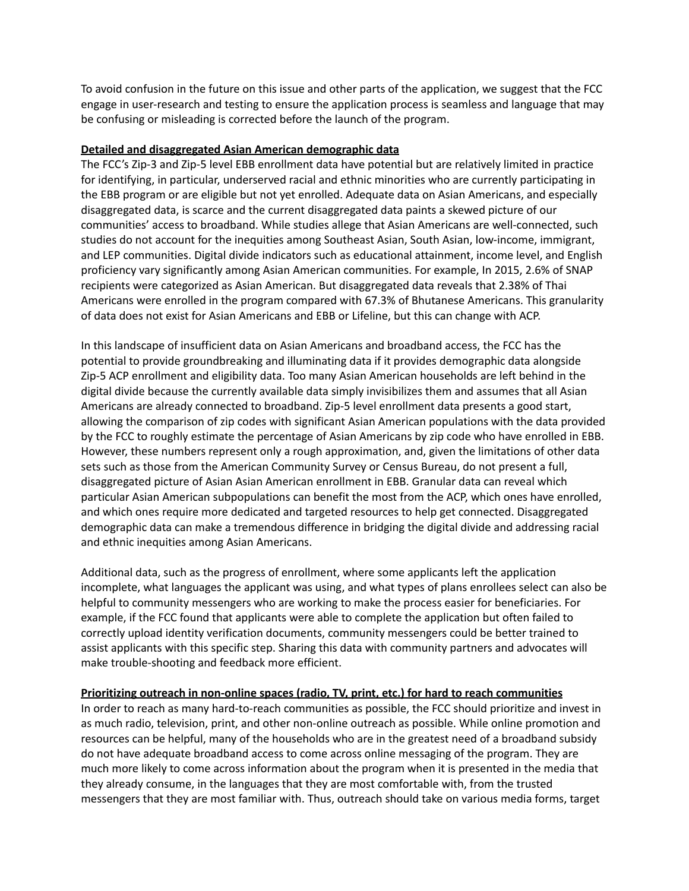To avoid confusion in the future on this issue and other parts of the application, we suggest that the FCC engage in user-research and testing to ensure the application process is seamless and language that may be confusing or misleading is corrected before the launch of the program.

**Detailed and disaggregated Asian American demographic data**

The FCC's Zip-3 and Zip-5 level EBB enrollment data have potential but are relatively limited in practice for identifying, in particular, underserved racial and ethnic minorities who are currently participating in the EBB program or are eligible but not yet enrolled. Adequate data on Asian Americans, and especially disaggregated data, is scarce and the current disaggregated data paints a skewed picture of our communities' access to broadband. While studies allege that Asian Americans are well-connected, such studies do not account for the inequities among Southeast Asian, South Asian, low-income, immigrant, and LEP communities. Digital divide indicators such as educational attainment, income level, and English proficiency vary significantly among Asian American communities. For example, In 2015, 2.6% of SNAP recipients were categorized as Asian American. But disaggregated data reveals that 2.38% of Thai Americans were enrolled in the program compared with 67.3% of Bhutanese Americans. This granularity of data does not exist for Asian Americans and EBB or Lifeline, but this can change with ACP.

In this landscape of insufficient data on Asian Americans and broadband access, the FCC has the potential to provide groundbreaking and illuminating data if it provides demographic data alongside Zip-5 ACP enrollment and eligibility data. Too many Asian American households are left behind in the digital divide because the currently available data simply invisibilizes them and assumes that all Asian Americans are already connected to broadband. Zip-5 level enrollment data presents a good start, allowing the comparison of zip codes with significant Asian American populations with the data provided by the FCC to roughly estimate the percentage of Asian Americans by zip code who have enrolled in EBB. However, these numbers represent only a rough approximation, and, given the limitations of other data sets such as those from the American Community Survey or Census Bureau, do not present a full, disaggregated picture of Asian Asian American enrollment in EBB. Granular data can reveal which particular Asian American subpopulations can benefit the most from the ACP, which ones have enrolled, and which ones require more dedicated and targeted resources to help get connected. Disaggregated demographic data can make a tremendous difference in bridging the digital divide and addressing racial and ethnic inequities among Asian Americans.

Additional data, such as the progress of enrollment, where some applicants left the application incomplete, what languages the applicant was using, and what types of plans enrollees select can also be helpful to community messengers who are working to make the process easier for beneficiaries. For example, if the FCC found that applicants were able to complete the application but often failed to correctly upload identity verification documents, community messengers could be better trained to assist applicants with this specific step. Sharing this data with community partners and advocates will make trouble-shooting and feedback more efficient.

**Prioritizing outreach in non-online spaces (radio, TV, print, etc.) for hard to reach communities**

In order to reach as many hard-to-reach communities as possible, the FCC should prioritize and invest in as much radio, television, print, and other non-online outreach as possible. While online promotion and resources can be helpful, many of the households who are in the greatest need of a broadband subsidy do not have adequate broadband access to come across online messaging of the program. They are much more likely to come across information about the program when it is presented in the media that they already consume, in the languages that they are most comfortable with, from the trusted messengers that they are most familiar with. Thus, outreach should take on various media forms, target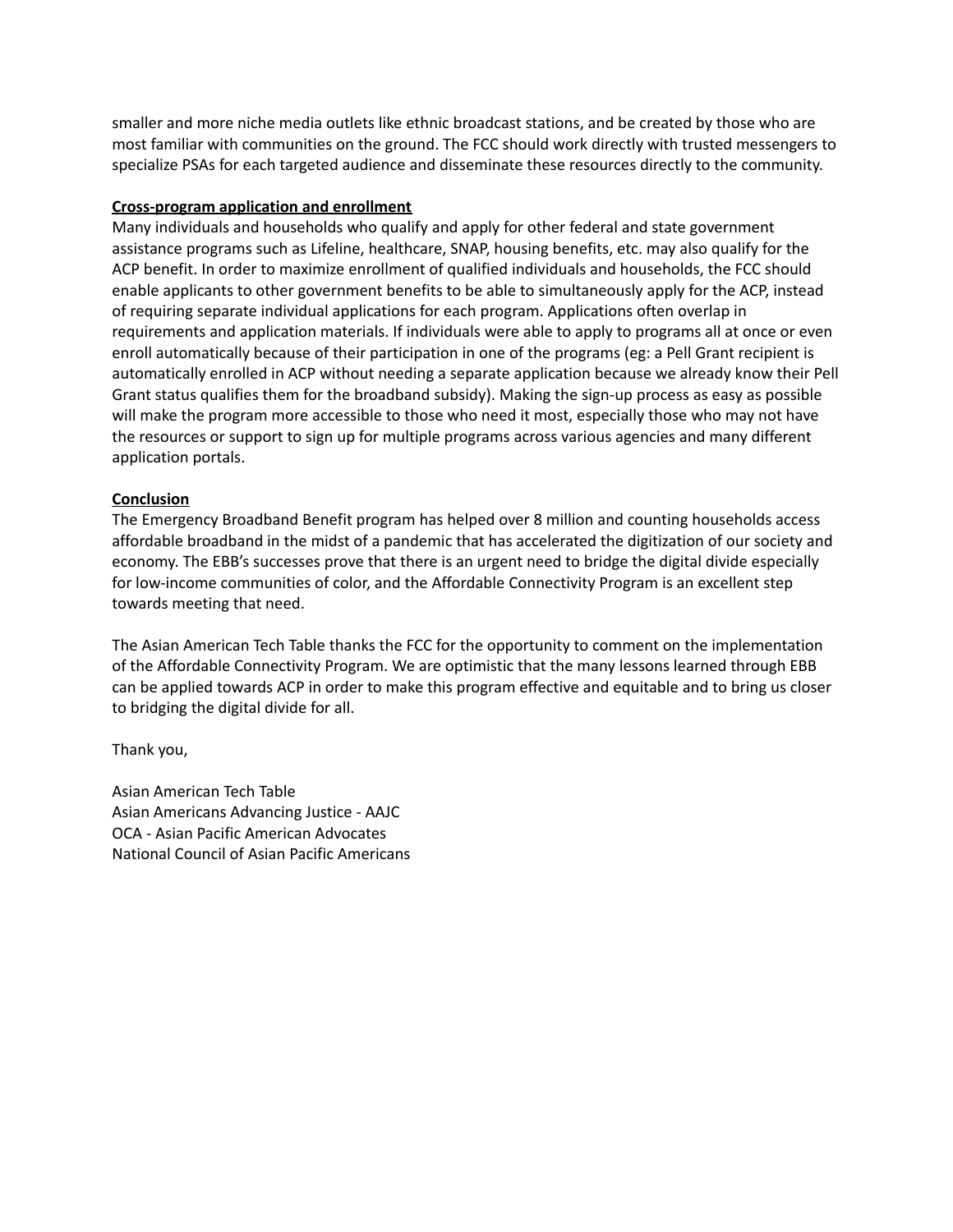smaller and more niche media outlets like ethnic broadcast stations, and be created by those who are most familiar with communities on the ground. The FCC should work directly with trusted messengers to specialize PSAs for each targeted audience and disseminate these resources directly to the community.

**Cross-program application and enrollment**

Many individuals and households who qualify and apply for other federal and state government assistance programs such as Lifeline, healthcare, SNAP, housing benefits, etc. may also qualify for the ACP benefit. In order to maximize enrollment of qualified individuals and households, the FCC should enable applicants to other government benefits to be able to simultaneously apply for the ACP, instead of requiring separate individual applications for each program. Applications often overlap in requirements and application materials. If individuals were able to apply to programs all at once or even enroll automatically because of their participation in one of the programs (eg: a Pell Grant recipient is automatically enrolled in ACP without needing a separate application because we already know their Pell Grant status qualifies them for the broadband subsidy). Making the sign-up process as easy as possible will make the program more accessible to those who need it most, especially those who may not have the resources or support to sign up for multiple programs across various agencies and many different application portals.

**Conclusion**

The Emergency Broadband Benefit program has helped over 8 million and counting households access affordable broadband in the midst of a pandemic that has accelerated the digitization of our society and economy. The EBB's successes prove that there is an urgent need to bridge the digital divide especially for low-income communities of color, and the Affordable Connectivity Program is an excellent step towards meeting that need.

The Asian American Tech Table thanks the FCC for the opportunity to comment on the implementation of the Affordable Connectivity Program. We are optimistic that the many lessons learned through EBB can be applied towards ACP in order to make this program effective and equitable and to bring us closer to bridging the digital divide for all.

Thank you,

Asian American Tech Table  
Asian Americans Advancing Justice - AAJC  
OCA - Asian Pacific American Advocates  
National Council of Asian Pacific Americans